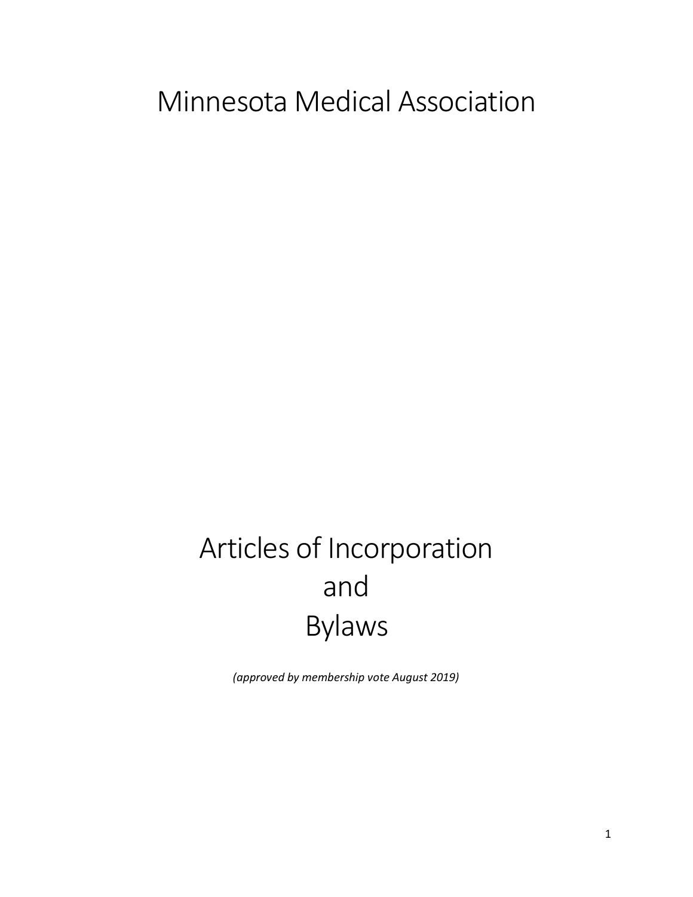# Minnesota Medical Association

# Articles of Incorporation and Bylaws

*(approved by membership vote August 2019)*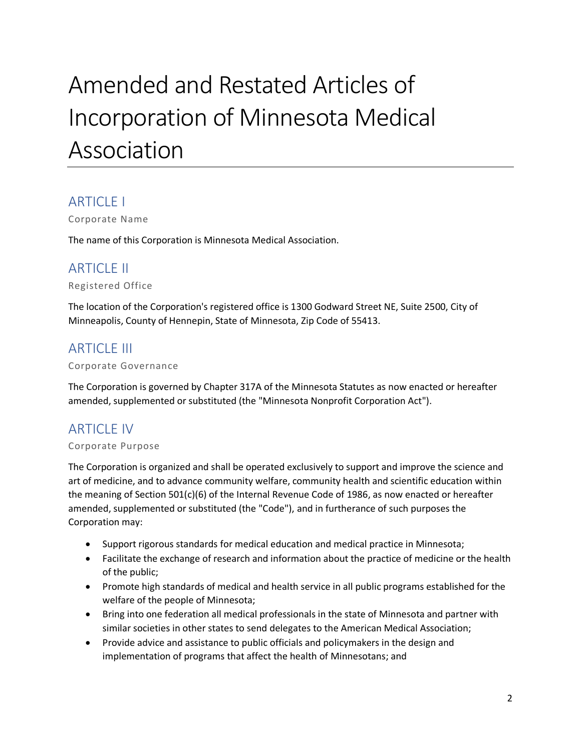# Amended and Restated Articles of Incorporation of Minnesota Medical Association

## ARTICLE I

### Corporate Name

The name of this Corporation is Minnesota Medical Association.

## ARTICLE II

### Registered Office

The location of the Corporation's registered office is 1300 Godward Street NE, Suite 2500, City of Minneapolis, County of Hennepin, State of Minnesota, Zip Code of 55413.

## ARTICLE III

### Corporate Governance

The Corporation is governed by Chapter 317A of the Minnesota Statutes as now enacted or hereafter amended, supplemented or substituted (the "Minnesota Nonprofit Corporation Act").

## ARTICLE IV

### Corporate Purpose

The Corporation is organized and shall be operated exclusively to support and improve the science and art of medicine, and to advance community welfare, community health and scientific education within the meaning of Section 501(c)(6) of the Internal Revenue Code of 1986, as now enacted or hereafter amended, supplemented or substituted (the "Code"), and in furtherance of such purposes the Corporation may:

- Support rigorous standards for medical education and medical practice in Minnesota;
- Facilitate the exchange of research and information about the practice of medicine or the health of the public;
- Promote high standards of medical and health service in all public programs established for the welfare of the people of Minnesota;
- Bring into one federation all medical professionals in the state of Minnesota and partner with similar societies in other states to send delegates to the American Medical Association;
- Provide advice and assistance to public officials and policymakers in the design and implementation of programs that affect the health of Minnesotans; and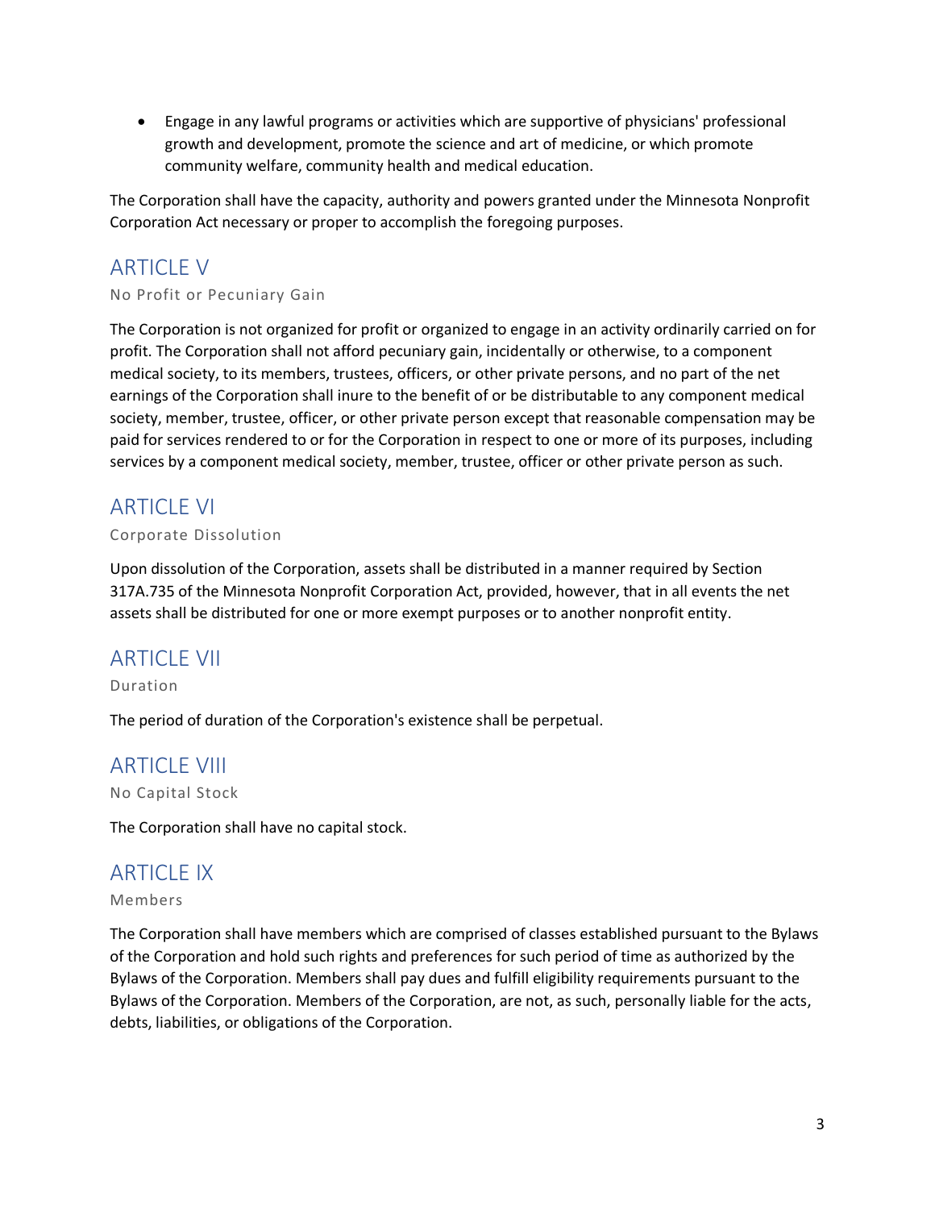- Engage in any lawful programs or activities which are supportive of physicians' professional growth and development, promote the science and art of medicine, or which promote community welfare, community health and medical education.

The Corporation shall have the capacity, authority and powers granted under the Minnesota Nonprofit Corporation Act necessary or proper to accomplish the foregoing purposes.

## ARTICLE V

No Profit or Pecuniary Gain

The Corporation is not organized for profit or organized to engage in an activity ordinarily carried on for profit. The Corporation shall not afford pecuniary gain, incidentally or otherwise, to a component medical society, to its members, trustees, officers, or other private persons, and no part of the net earnings of the Corporation shall inure to the benefit of or be distributable to any component medical society, member, trustee, officer, or other private person except that reasonable compensation may be paid for services rendered to or for the Corporation in respect to one or more of its purposes, including services by a component medical society, member, trustee, officer or other private person as such.

## ARTICLE VI

Corporate Dissolution

Upon dissolution of the Corporation, assets shall be distributed in a manner required by Section 317A.735 of the Minnesota Nonprofit Corporation Act, provided, however, that in all events the net assets shall be distributed for one or more exempt purposes or to another nonprofit entity.

## ARTICLE VII

Duration

The period of duration of the Corporation's existence shall be perpetual.

## ARTICLE VIII

No Capital Stock

The Corporation shall have no capital stock.

## ARTICLE IX

Members

The Corporation shall have members which are comprised of classes established pursuant to the Bylaws of the Corporation and hold such rights and preferences for such period of time as authorized by the Bylaws of the Corporation. Members shall pay dues and fulfill eligibility requirements pursuant to the Bylaws of the Corporation. Members of the Corporation, are not, as such, personally liable for the acts, debts, liabilities, or obligations of the Corporation.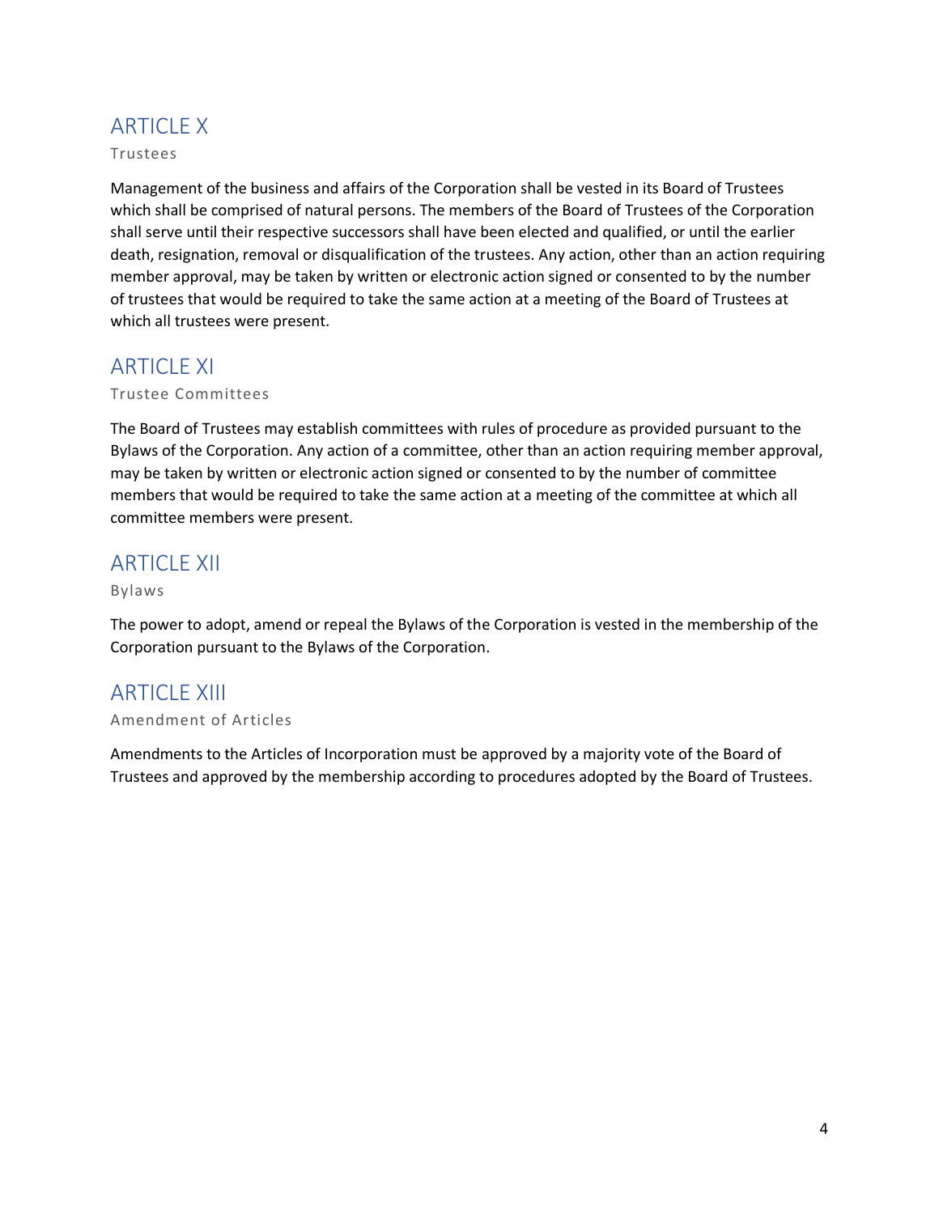## ARTICLE X

### Trustees

Management of the business and affairs of the Corporation shall be vested in its Board of Trustees which shall be comprised of natural persons. The members of the Board of Trustees of the Corporation shall serve until their respective successors shall have been elected and qualified, or until the earlier death, resignation, removal or disqualification of the trustees. Any action, other than an action requiring member approval, may be taken by written or electronic action signed or consented to by the number of trustees that would be required to take the same action at a meeting of the Board of Trustees at which all trustees were present.

## ARTICLE XI

### Trustee Committees

The Board of Trustees may establish committees with rules of procedure as provided pursuant to the Bylaws of the Corporation. Any action of a committee, other than an action requiring member approval, may be taken by written or electronic action signed or consented to by the number of committee members that would be required to take the same action at a meeting of the committee at which all committee members were present.

## ARTICLE XII

### Bylaws

The power to adopt, amend or repeal the Bylaws of the Corporation is vested in the membership of the Corporation pursuant to the Bylaws of the Corporation.

## ARTICLE XIII

### Amendment of Articles

Amendments to the Articles of Incorporation must be approved by a majority vote of the Board of Trustees and approved by the membership according to procedures adopted by the Board of Trustees.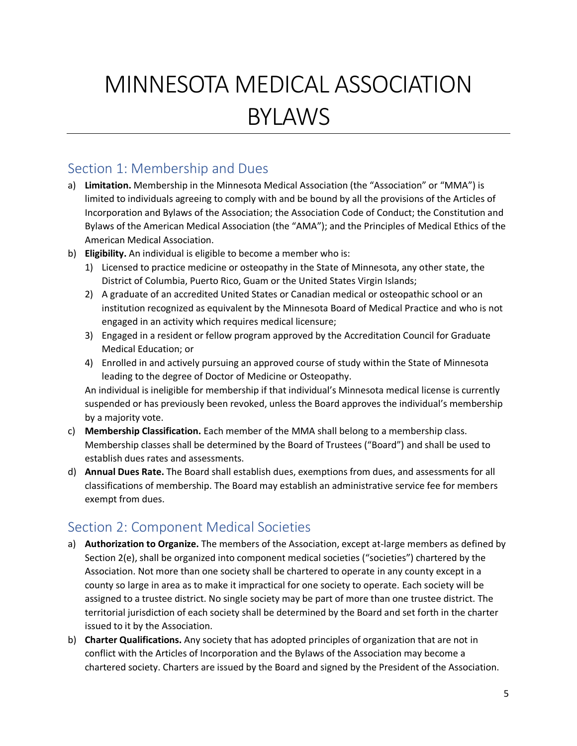# MINNESOTA MEDICAL ASSOCIATION BYLAWS

## Section 1: Membership and Dues

a) **Limitation.** Membership in the Minnesota Medical Association (the "Association" or "MMA") is limited to individuals agreeing to comply with and be bound by all the provisions of the Articles of Incorporation and Bylaws of the Association; the Association Code of Conduct; the Constitution and Bylaws of the American Medical Association (the "AMA"); and the Principles of Medical Ethics of the American Medical Association.

b) **Eligibility.** An individual is eligible to become a member who is:
   1) Licensed to practice medicine or osteopathy in the State of Minnesota, any other state, the District of Columbia, Puerto Rico, Guam or the United States Virgin Islands;
   2) A graduate of an accredited United States or Canadian medical or osteopathic school or an institution recognized as equivalent by the Minnesota Board of Medical Practice and who is not engaged in an activity which requires medical licensure;
   3) Engaged in a resident or fellow program approved by the Accreditation Council for Graduate Medical Education; or
   4) Enrolled in and actively pursuing an approved course of study within the State of Minnesota leading to the degree of Doctor of Medicine or Osteopathy.

   An individual is ineligible for membership if that individual's Minnesota medical license is currently suspended or has previously been revoked, unless the Board approves the individual's membership by a majority vote.

c) **Membership Classification.** Each member of the MMA shall belong to a membership class. Membership classes shall be determined by the Board of Trustees ("Board") and shall be used to establish dues rates and assessments.

d) **Annual Dues Rate.** The Board shall establish dues, exemptions from dues, and assessments for all classifications of membership. The Board may establish an administrative service fee for members exempt from dues.

## Section 2: Component Medical Societies

a) **Authorization to Organize.** The members of the Association, except at-large members as defined by Section 2(e), shall be organized into component medical societies ("societies") chartered by the Association. Not more than one society shall be chartered to operate in any county except in a county so large in area as to make it impractical for one society to operate. Each society will be assigned to a trustee district. No single society may be part of more than one trustee district. The territorial jurisdiction of each society shall be determined by the Board and set forth in the charter issued to it by the Association.

b) **Charter Qualifications.** Any society that has adopted principles of organization that are not in conflict with the Articles of Incorporation and the Bylaws of the Association may become a chartered society. Charters are issued by the Board and signed by the President of the Association.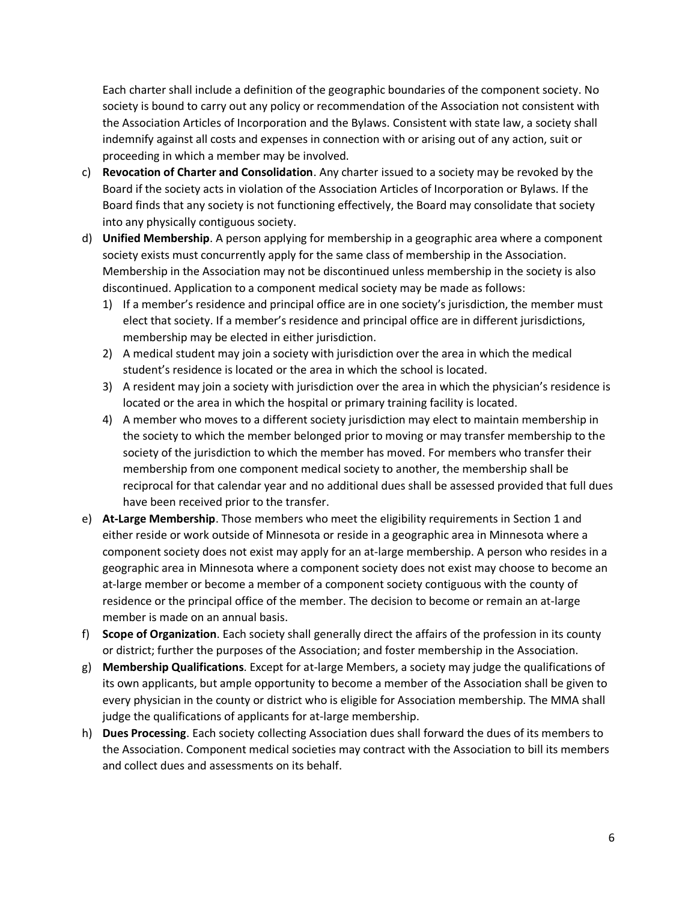Each charter shall include a definition of the geographic boundaries of the component society. No society is bound to carry out any policy or recommendation of the Association not consistent with the Association Articles of Incorporation and the Bylaws. Consistent with state law, a society shall indemnify against all costs and expenses in connection with or arising out of any action, suit or proceeding in which a member may be involved.

c) **Revocation of Charter and Consolidation**. Any charter issued to a society may be revoked by the Board if the society acts in violation of the Association Articles of Incorporation or Bylaws. If the Board finds that any society is not functioning effectively, the Board may consolidate that society into any physically contiguous society.

d) **Unified Membership**. A person applying for membership in a geographic area where a component society exists must concurrently apply for the same class of membership in the Association. Membership in the Association may not be discontinued unless membership in the society is also discontinued. Application to a component medical society may be made as follows:
   1) If a member's residence and principal office are in one society's jurisdiction, the member must elect that society. If a member's residence and principal office are in different jurisdictions, membership may be elected in either jurisdiction.
   2) A medical student may join a society with jurisdiction over the area in which the medical student's residence is located or the area in which the school is located.
   3) A resident may join a society with jurisdiction over the area in which the physician's residence is located or the area in which the hospital or primary training facility is located.
   4) A member who moves to a different society jurisdiction may elect to maintain membership in the society to which the member belonged prior to moving or may transfer membership to the society of the jurisdiction to which the member has moved. For members who transfer their membership from one component medical society to another, the membership shall be reciprocal for that calendar year and no additional dues shall be assessed provided that full dues have been received prior to the transfer.

e) **At-Large Membership**. Those members who meet the eligibility requirements in Section 1 and either reside or work outside of Minnesota or reside in a geographic area in Minnesota where a component society does not exist may apply for an at-large membership. A person who resides in a geographic area in Minnesota where a component society does not exist may choose to become an at-large member or become a member of a component society contiguous with the county of residence or the principal office of the member. The decision to become or remain an at-large member is made on an annual basis.

f) **Scope of Organization**. Each society shall generally direct the affairs of the profession in its county or district; further the purposes of the Association; and foster membership in the Association.

g) **Membership Qualifications**. Except for at-large Members, a society may judge the qualifications of its own applicants, but ample opportunity to become a member of the Association shall be given to every physician in the county or district who is eligible for Association membership. The MMA shall judge the qualifications of applicants for at-large membership.

h) **Dues Processing**. Each society collecting Association dues shall forward the dues of its members to the Association. Component medical societies may contract with the Association to bill its members and collect dues and assessments on its behalf.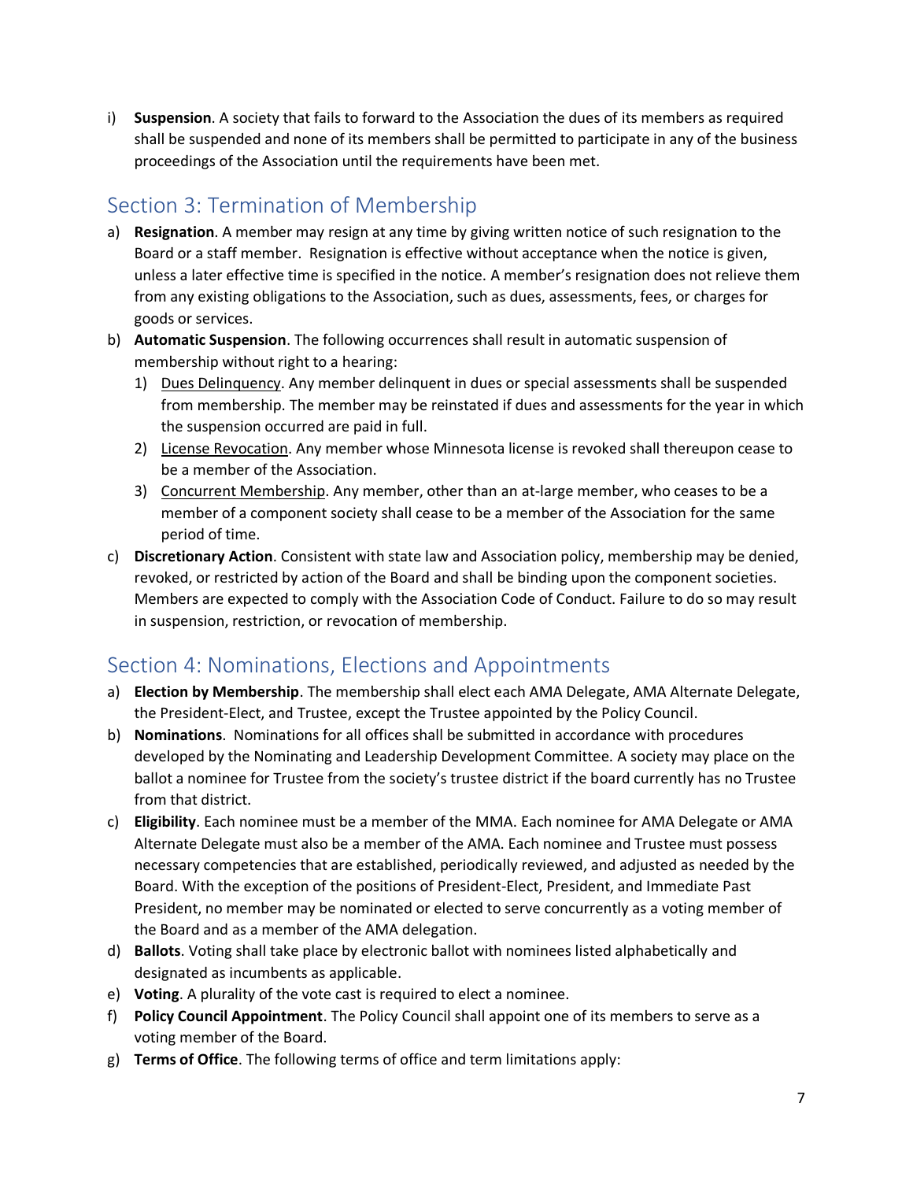i) **Suspension**. A society that fails to forward to the Association the dues of its members as required shall be suspended and none of its members shall be permitted to participate in any of the business proceedings of the Association until the requirements have been met.

## Section 3: Termination of Membership

a) **Resignation**. A member may resign at any time by giving written notice of such resignation to the Board or a staff member. Resignation is effective without acceptance when the notice is given, unless a later effective time is specified in the notice. A member's resignation does not relieve them from any existing obligations to the Association, such as dues, assessments, fees, or charges for goods or services.

b) **Automatic Suspension**. The following occurrences shall result in automatic suspension of membership without right to a hearing:

   1) <u>Dues Delinquency</u>. Any member delinquent in dues or special assessments shall be suspended from membership. The member may be reinstated if dues and assessments for the year in which the suspension occurred are paid in full.

   2) <u>License Revocation</u>. Any member whose Minnesota license is revoked shall thereupon cease to be a member of the Association.

   3) <u>Concurrent Membership</u>. Any member, other than an at-large member, who ceases to be a member of a component society shall cease to be a member of the Association for the same period of time.

c) **Discretionary Action**. Consistent with state law and Association policy, membership may be denied, revoked, or restricted by action of the Board and shall be binding upon the component societies. Members are expected to comply with the Association Code of Conduct. Failure to do so may result in suspension, restriction, or revocation of membership.

## Section 4: Nominations, Elections and Appointments

a) **Election by Membership**. The membership shall elect each AMA Delegate, AMA Alternate Delegate, the President-Elect, and Trustee, except the Trustee appointed by the Policy Council.

b) **Nominations**. Nominations for all offices shall be submitted in accordance with procedures developed by the Nominating and Leadership Development Committee. A society may place on the ballot a nominee for Trustee from the society's trustee district if the board currently has no Trustee from that district.

c) **Eligibility**. Each nominee must be a member of the MMA. Each nominee for AMA Delegate or AMA Alternate Delegate must also be a member of the AMA. Each nominee and Trustee must possess necessary competencies that are established, periodically reviewed, and adjusted as needed by the Board. With the exception of the positions of President-Elect, President, and Immediate Past President, no member may be nominated or elected to serve concurrently as a voting member of the Board and as a member of the AMA delegation.

d) **Ballots**. Voting shall take place by electronic ballot with nominees listed alphabetically and designated as incumbents as applicable.

e) **Voting**. A plurality of the vote cast is required to elect a nominee.

f) **Policy Council Appointment**. The Policy Council shall appoint one of its members to serve as a voting member of the Board.

g) **Terms of Office**. The following terms of office and term limitations apply: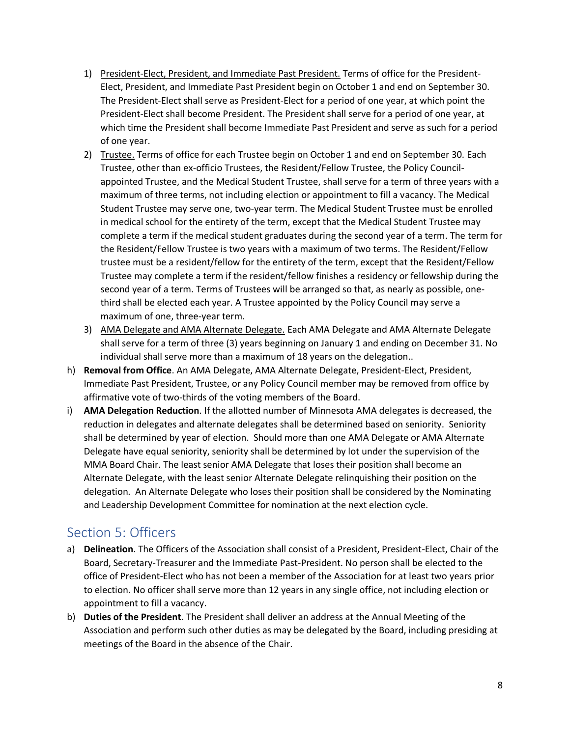1) <u>President-Elect, President, and Immediate Past President.</u> Terms of office for the President-Elect, President, and Immediate Past President begin on October 1 and end on September 30. The President-Elect shall serve as President-Elect for a period of one year, at which point the President-Elect shall become President. The President shall serve for a period of one year, at which time the President shall become Immediate Past President and serve as such for a period of one year.
2) <u>Trustee.</u> Terms of office for each Trustee begin on October 1 and end on September 30. Each Trustee, other than ex-officio Trustees, the Resident/Fellow Trustee, the Policy Council-appointed Trustee, and the Medical Student Trustee, shall serve for a term of three years with a maximum of three terms, not including election or appointment to fill a vacancy. The Medical Student Trustee may serve one, two-year term. The Medical Student Trustee must be enrolled in medical school for the entirety of the term, except that the Medical Student Trustee may complete a term if the medical student graduates during the second year of a term. The term for the Resident/Fellow Trustee is two years with a maximum of two terms. The Resident/Fellow trustee must be a resident/fellow for the entirety of the term, except that the Resident/Fellow Trustee may complete a term if the resident/fellow finishes a residency or fellowship during the second year of a term. Terms of Trustees will be arranged so that, as nearly as possible, one-third shall be elected each year. A Trustee appointed by the Policy Council may serve a maximum of one, three-year term.
3) <u>AMA Delegate and AMA Alternate Delegate.</u> Each AMA Delegate and AMA Alternate Delegate shall serve for a term of three (3) years beginning on January 1 and ending on December 31. No individual shall serve more than a maximum of 18 years on the delegation..

h) **Removal from Office**. An AMA Delegate, AMA Alternate Delegate, President-Elect, President, Immediate Past President, Trustee, or any Policy Council member may be removed from office by affirmative vote of two-thirds of the voting members of the Board.

i) **AMA Delegation Reduction**. If the allotted number of Minnesota AMA delegates is decreased, the reduction in delegates and alternate delegates shall be determined based on seniority. Seniority shall be determined by year of election. Should more than one AMA Delegate or AMA Alternate Delegate have equal seniority, seniority shall be determined by lot under the supervision of the MMA Board Chair. The least senior AMA Delegate that loses their position shall become an Alternate Delegate, with the least senior Alternate Delegate relinquishing their position on the delegation. An Alternate Delegate who loses their position shall be considered by the Nominating and Leadership Development Committee for nomination at the next election cycle.

## Section 5: Officers

a) **Delineation**. The Officers of the Association shall consist of a President, President-Elect, Chair of the Board, Secretary-Treasurer and the Immediate Past-President. No person shall be elected to the office of President-Elect who has not been a member of the Association for at least two years prior to election. No officer shall serve more than 12 years in any single office, not including election or appointment to fill a vacancy.

b) **Duties of the President**. The President shall deliver an address at the Annual Meeting of the Association and perform such other duties as may be delegated by the Board, including presiding at meetings of the Board in the absence of the Chair.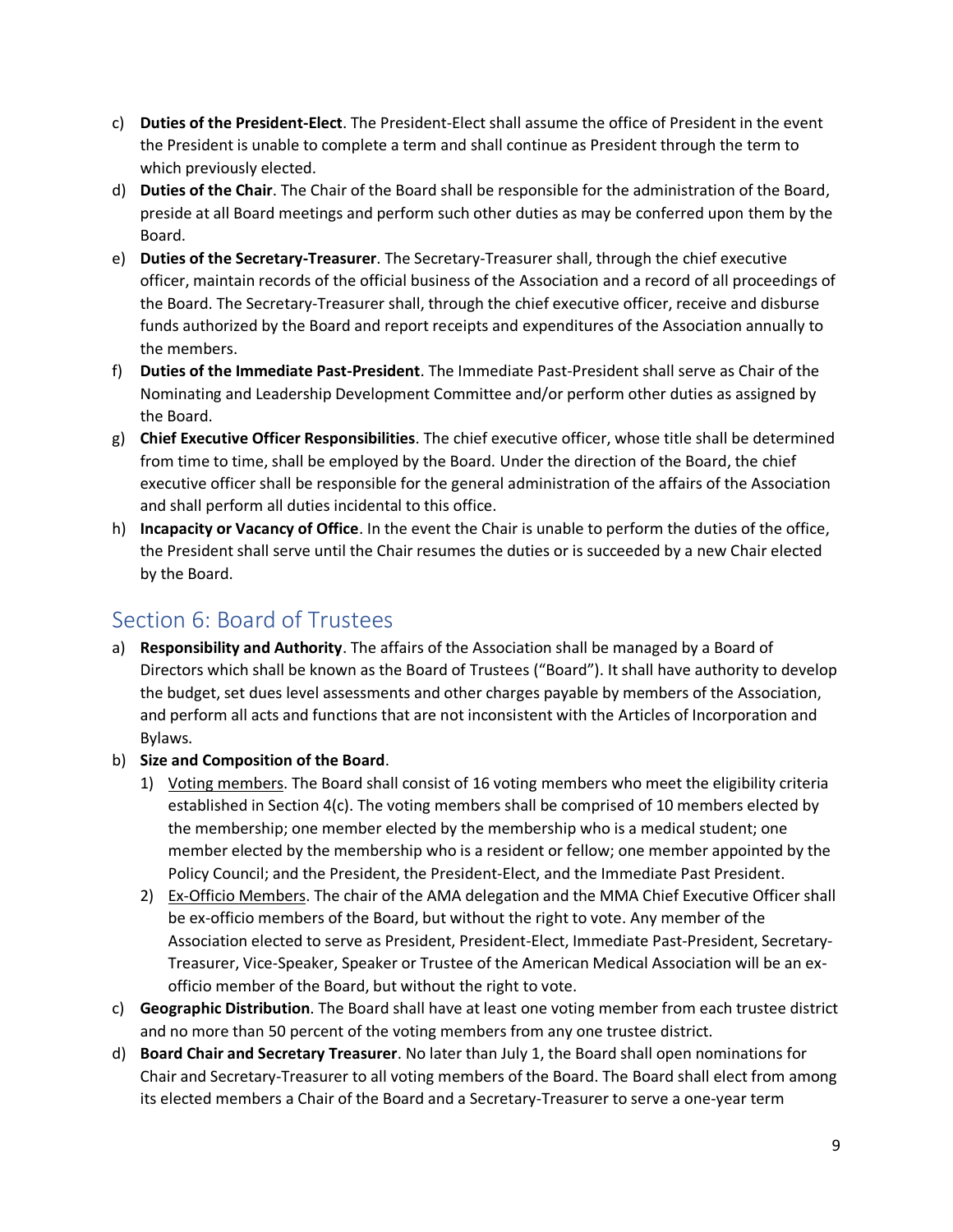c) **Duties of the President-Elect**. The President-Elect shall assume the office of President in the event the President is unable to complete a term and shall continue as President through the term to which previously elected.

d) **Duties of the Chair**. The Chair of the Board shall be responsible for the administration of the Board, preside at all Board meetings and perform such other duties as may be conferred upon them by the Board.

e) **Duties of the Secretary-Treasurer**. The Secretary-Treasurer shall, through the chief executive officer, maintain records of the official business of the Association and a record of all proceedings of the Board. The Secretary-Treasurer shall, through the chief executive officer, receive and disburse funds authorized by the Board and report receipts and expenditures of the Association annually to the members.

f) **Duties of the Immediate Past-President**. The Immediate Past-President shall serve as Chair of the Nominating and Leadership Development Committee and/or perform other duties as assigned by the Board.

g) **Chief Executive Officer Responsibilities**. The chief executive officer, whose title shall be determined from time to time, shall be employed by the Board. Under the direction of the Board, the chief executive officer shall be responsible for the general administration of the affairs of the Association and shall perform all duties incidental to this office.

h) **Incapacity or Vacancy of Office**. In the event the Chair is unable to perform the duties of the office, the President shall serve until the Chair resumes the duties or is succeeded by a new Chair elected by the Board.

## Section 6: Board of Trustees

a) **Responsibility and Authority**. The affairs of the Association shall be managed by a Board of Directors which shall be known as the Board of Trustees ("Board"). It shall have authority to develop the budget, set dues level assessments and other charges payable by members of the Association, and perform all acts and functions that are not inconsistent with the Articles of Incorporation and Bylaws.

b) **Size and Composition of the Board**.

   1) Voting members. The Board shall consist of 16 voting members who meet the eligibility criteria established in Section 4(c). The voting members shall be comprised of 10 members elected by the membership; one member elected by the membership who is a medical student; one member elected by the membership who is a resident or fellow; one member appointed by the Policy Council; and the President, the President-Elect, and the Immediate Past President.

   2) Ex-Officio Members. The chair of the AMA delegation and the MMA Chief Executive Officer shall be ex-officio members of the Board, but without the right to vote. Any member of the Association elected to serve as President, President-Elect, Immediate Past-President, Secretary-Treasurer, Vice-Speaker, Speaker or Trustee of the American Medical Association will be an ex-officio member of the Board, but without the right to vote.

c) **Geographic Distribution**. The Board shall have at least one voting member from each trustee district and no more than 50 percent of the voting members from any one trustee district.

d) **Board Chair and Secretary Treasurer**. No later than July 1, the Board shall open nominations for Chair and Secretary-Treasurer to all voting members of the Board. The Board shall elect from among its elected members a Chair of the Board and a Secretary-Treasurer to serve a one-year term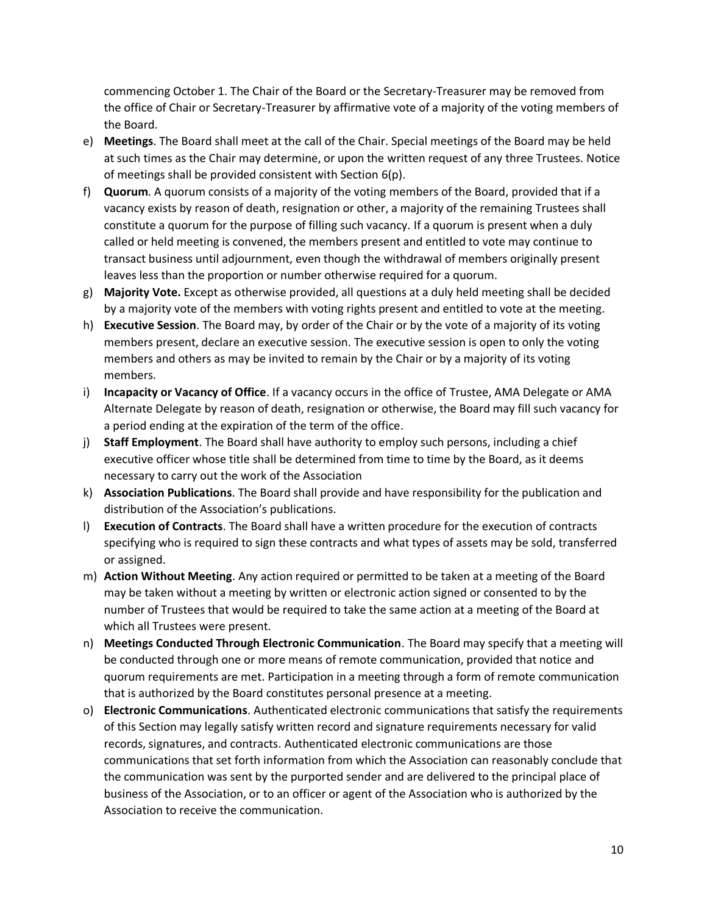commencing October 1. The Chair of the Board or the Secretary-Treasurer may be removed from the office of Chair or Secretary-Treasurer by affirmative vote of a majority of the voting members of the Board.

e) **Meetings**. The Board shall meet at the call of the Chair. Special meetings of the Board may be held at such times as the Chair may determine, or upon the written request of any three Trustees. Notice of meetings shall be provided consistent with Section 6(p).

f) **Quorum**. A quorum consists of a majority of the voting members of the Board, provided that if a vacancy exists by reason of death, resignation or other, a majority of the remaining Trustees shall constitute a quorum for the purpose of filling such vacancy. If a quorum is present when a duly called or held meeting is convened, the members present and entitled to vote may continue to transact business until adjournment, even though the withdrawal of members originally present leaves less than the proportion or number otherwise required for a quorum.

g) **Majority Vote.** Except as otherwise provided, all questions at a duly held meeting shall be decided by a majority vote of the members with voting rights present and entitled to vote at the meeting.

h) **Executive Session**. The Board may, by order of the Chair or by the vote of a majority of its voting members present, declare an executive session. The executive session is open to only the voting members and others as may be invited to remain by the Chair or by a majority of its voting members.

i) **Incapacity or Vacancy of Office**. If a vacancy occurs in the office of Trustee, AMA Delegate or AMA Alternate Delegate by reason of death, resignation or otherwise, the Board may fill such vacancy for a period ending at the expiration of the term of the office.

j) **Staff Employment**. The Board shall have authority to employ such persons, including a chief executive officer whose title shall be determined from time to time by the Board, as it deems necessary to carry out the work of the Association

k) **Association Publications**. The Board shall provide and have responsibility for the publication and distribution of the Association's publications.

l) **Execution of Contracts**. The Board shall have a written procedure for the execution of contracts specifying who is required to sign these contracts and what types of assets may be sold, transferred or assigned.

m) **Action Without Meeting**. Any action required or permitted to be taken at a meeting of the Board may be taken without a meeting by written or electronic action signed or consented to by the number of Trustees that would be required to take the same action at a meeting of the Board at which all Trustees were present.

n) **Meetings Conducted Through Electronic Communication**. The Board may specify that a meeting will be conducted through one or more means of remote communication, provided that notice and quorum requirements are met. Participation in a meeting through a form of remote communication that is authorized by the Board constitutes personal presence at a meeting.

o) **Electronic Communications**. Authenticated electronic communications that satisfy the requirements of this Section may legally satisfy written record and signature requirements necessary for valid records, signatures, and contracts. Authenticated electronic communications are those communications that set forth information from which the Association can reasonably conclude that the communication was sent by the purported sender and are delivered to the principal place of business of the Association, or to an officer or agent of the Association who is authorized by the Association to receive the communication.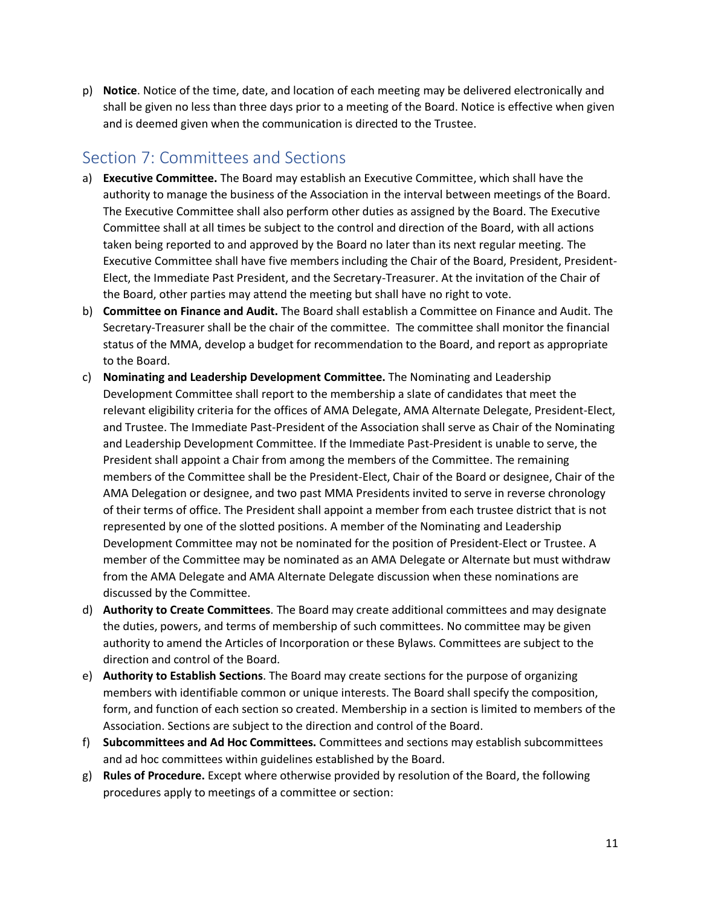p) **Notice**. Notice of the time, date, and location of each meeting may be delivered electronically and shall be given no less than three days prior to a meeting of the Board. Notice is effective when given and is deemed given when the communication is directed to the Trustee.

## Section 7: Committees and Sections

a) **Executive Committee.** The Board may establish an Executive Committee, which shall have the authority to manage the business of the Association in the interval between meetings of the Board. The Executive Committee shall also perform other duties as assigned by the Board. The Executive Committee shall at all times be subject to the control and direction of the Board, with all actions taken being reported to and approved by the Board no later than its next regular meeting. The Executive Committee shall have five members including the Chair of the Board, President, President-Elect, the Immediate Past President, and the Secretary-Treasurer. At the invitation of the Chair of the Board, other parties may attend the meeting but shall have no right to vote.

b) **Committee on Finance and Audit.** The Board shall establish a Committee on Finance and Audit. The Secretary-Treasurer shall be the chair of the committee. The committee shall monitor the financial status of the MMA, develop a budget for recommendation to the Board, and report as appropriate to the Board.

c) **Nominating and Leadership Development Committee.** The Nominating and Leadership Development Committee shall report to the membership a slate of candidates that meet the relevant eligibility criteria for the offices of AMA Delegate, AMA Alternate Delegate, President-Elect, and Trustee. The Immediate Past-President of the Association shall serve as Chair of the Nominating and Leadership Development Committee. If the Immediate Past-President is unable to serve, the President shall appoint a Chair from among the members of the Committee. The remaining members of the Committee shall be the President-Elect, Chair of the Board or designee, Chair of the AMA Delegation or designee, and two past MMA Presidents invited to serve in reverse chronology of their terms of office. The President shall appoint a member from each trustee district that is not represented by one of the slotted positions. A member of the Nominating and Leadership Development Committee may not be nominated for the position of President-Elect or Trustee. A member of the Committee may be nominated as an AMA Delegate or Alternate but must withdraw from the AMA Delegate and AMA Alternate Delegate discussion when these nominations are discussed by the Committee.

d) **Authority to Create Committees**. The Board may create additional committees and may designate the duties, powers, and terms of membership of such committees. No committee may be given authority to amend the Articles of Incorporation or these Bylaws. Committees are subject to the direction and control of the Board.

e) **Authority to Establish Sections**. The Board may create sections for the purpose of organizing members with identifiable common or unique interests. The Board shall specify the composition, form, and function of each section so created. Membership in a section is limited to members of the Association. Sections are subject to the direction and control of the Board.

f) **Subcommittees and Ad Hoc Committees.** Committees and sections may establish subcommittees and ad hoc committees within guidelines established by the Board.

g) **Rules of Procedure.** Except where otherwise provided by resolution of the Board, the following procedures apply to meetings of a committee or section: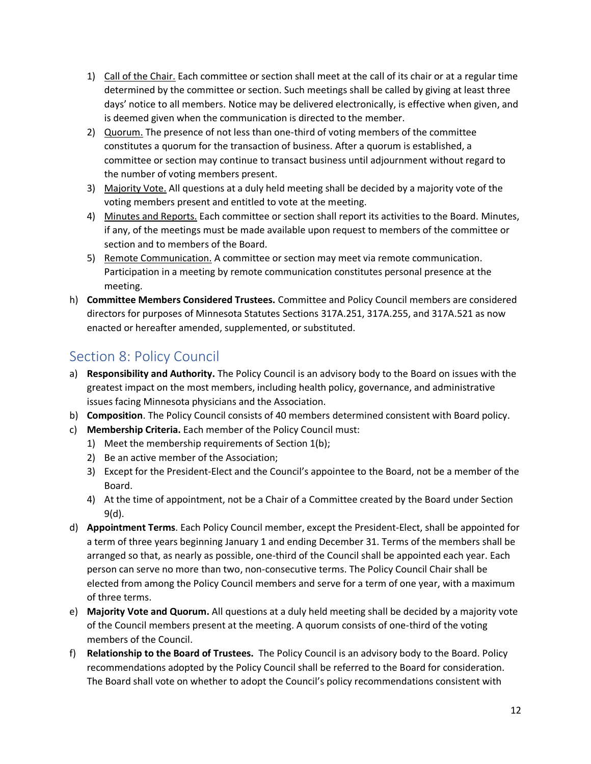1) <u>Call of the Chair.</u> Each committee or section shall meet at the call of its chair or at a regular time determined by the committee or section. Such meetings shall be called by giving at least three days' notice to all members. Notice may be delivered electronically, is effective when given, and is deemed given when the communication is directed to the member.
2) <u>Quorum.</u> The presence of not less than one-third of voting members of the committee constitutes a quorum for the transaction of business. After a quorum is established, a committee or section may continue to transact business until adjournment without regard to the number of voting members present.
3) <u>Majority Vote.</u> All questions at a duly held meeting shall be decided by a majority vote of the voting members present and entitled to vote at the meeting.
4) <u>Minutes and Reports.</u> Each committee or section shall report its activities to the Board. Minutes, if any, of the meetings must be made available upon request to members of the committee or section and to members of the Board.
5) <u>Remote Communication.</u> A committee or section may meet via remote communication. Participation in a meeting by remote communication constitutes personal presence at the meeting.

h) **Committee Members Considered Trustees.** Committee and Policy Council members are considered directors for purposes of Minnesota Statutes Sections 317A.251, 317A.255, and 317A.521 as now enacted or hereafter amended, supplemented, or substituted.

## Section 8: Policy Council

a) **Responsibility and Authority.** The Policy Council is an advisory body to the Board on issues with the greatest impact on the most members, including health policy, governance, and administrative issues facing Minnesota physicians and the Association.

b) **Composition**. The Policy Council consists of 40 members determined consistent with Board policy.

c) **Membership Criteria.** Each member of the Policy Council must:
   1) Meet the membership requirements of Section 1(b);
   2) Be an active member of the Association;
   3) Except for the President-Elect and the Council's appointee to the Board, not be a member of the Board.
   4) At the time of appointment, not be a Chair of a Committee created by the Board under Section 9(d).

d) **Appointment Terms**. Each Policy Council member, except the President-Elect, shall be appointed for a term of three years beginning January 1 and ending December 31. Terms of the members shall be arranged so that, as nearly as possible, one-third of the Council shall be appointed each year. Each person can serve no more than two, non-consecutive terms. The Policy Council Chair shall be elected from among the Policy Council members and serve for a term of one year, with a maximum of three terms.

e) **Majority Vote and Quorum.** All questions at a duly held meeting shall be decided by a majority vote of the Council members present at the meeting. A quorum consists of one-third of the voting members of the Council.

f) **Relationship to the Board of Trustees.** The Policy Council is an advisory body to the Board. Policy recommendations adopted by the Policy Council shall be referred to the Board for consideration. The Board shall vote on whether to adopt the Council's policy recommendations consistent with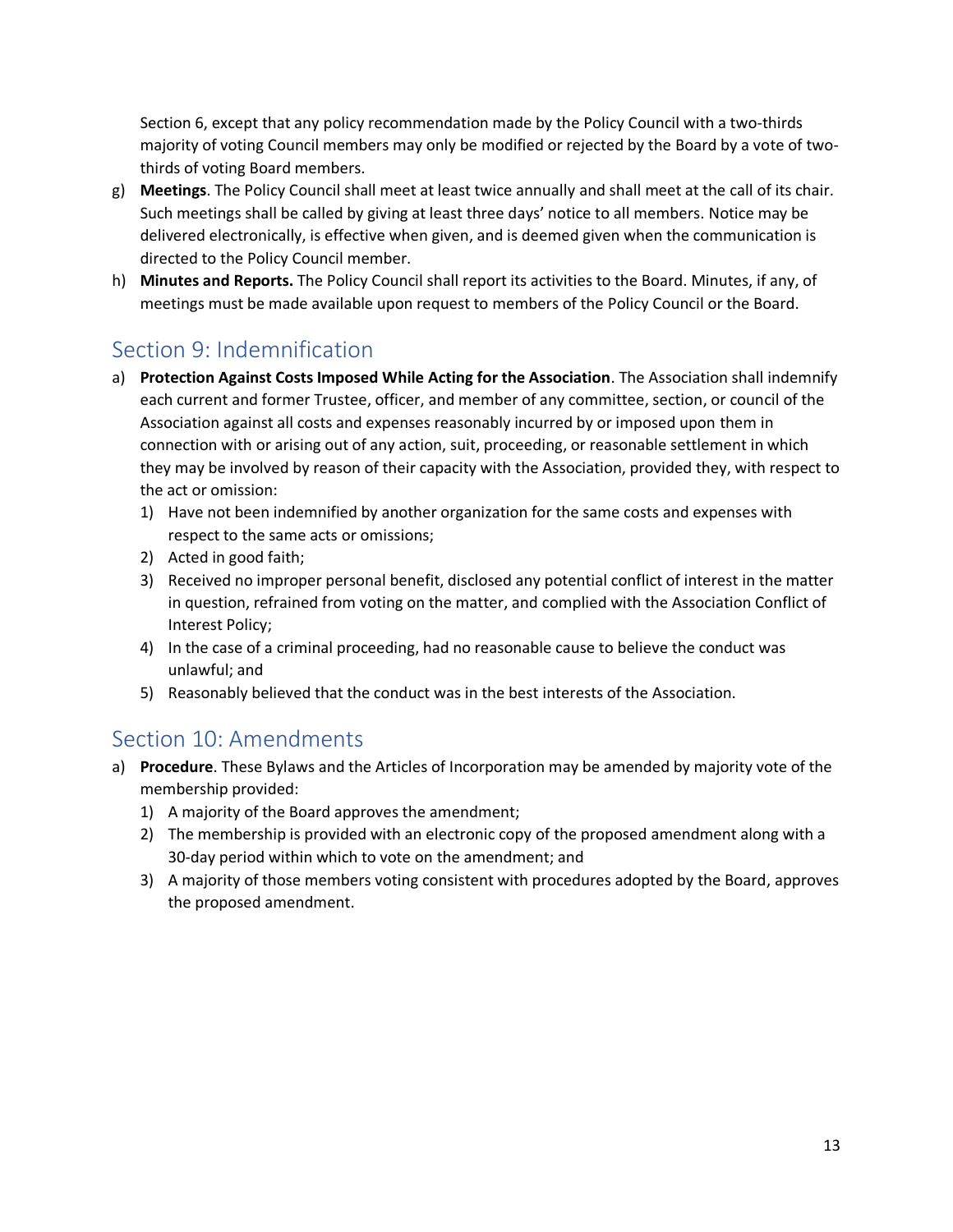Section 6, except that any policy recommendation made by the Policy Council with a two-thirds majority of voting Council members may only be modified or rejected by the Board by a vote of two-thirds of voting Board members.

g) **Meetings**. The Policy Council shall meet at least twice annually and shall meet at the call of its chair. Such meetings shall be called by giving at least three days' notice to all members. Notice may be delivered electronically, is effective when given, and is deemed given when the communication is directed to the Policy Council member.

h) **Minutes and Reports.** The Policy Council shall report its activities to the Board. Minutes, if any, of meetings must be made available upon request to members of the Policy Council or the Board.

## Section 9: Indemnification

a) **Protection Against Costs Imposed While Acting for the Association**. The Association shall indemnify each current and former Trustee, officer, and member of any committee, section, or council of the Association against all costs and expenses reasonably incurred by or imposed upon them in connection with or arising out of any action, suit, proceeding, or reasonable settlement in which they may be involved by reason of their capacity with the Association, provided they, with respect to the act or omission:
   1) Have not been indemnified by another organization for the same costs and expenses with respect to the same acts or omissions;
   2) Acted in good faith;
   3) Received no improper personal benefit, disclosed any potential conflict of interest in the matter in question, refrained from voting on the matter, and complied with the Association Conflict of Interest Policy;
   4) In the case of a criminal proceeding, had no reasonable cause to believe the conduct was unlawful; and
   5) Reasonably believed that the conduct was in the best interests of the Association.

## Section 10: Amendments

a) **Procedure**. These Bylaws and the Articles of Incorporation may be amended by majority vote of the membership provided:
   1) A majority of the Board approves the amendment;
   2) The membership is provided with an electronic copy of the proposed amendment along with a 30-day period within which to vote on the amendment; and
   3) A majority of those members voting consistent with procedures adopted by the Board, approves the proposed amendment.